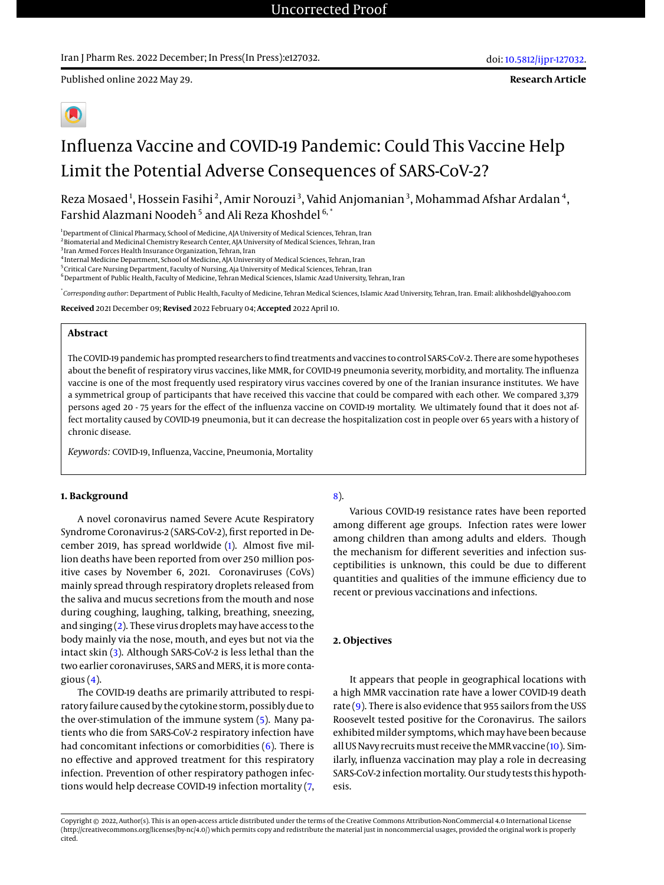Published online 2022 May 29.

**Research Article**

# Influenza Vaccine and COVID-19 Pandemic: Could This Vaccine Help Limit the Potential Adverse Consequences of SARS-CoV-2?

Reza Mosaed[1], Hossein Fasihi[2], Amir Norouzi[3], Vahid Anjomanian[3], Mohammad Afshar Ardalan[4], Farshid Alazmani Noodeh[5] and Ali Reza Khoshdel[6,*]

[1]Department of Clinical Pharmacy, School of Medicine, AJA University of Medical Sciences, Tehran, Iran
[2]Biomaterial and Medicinal Chemistry Research Center, AJA University of Medical Sciences, Tehran, Iran
[3]Iran Armed Forces Health Insurance Organization, Tehran, Iran
[4]Internal Medicine Department, School of Medicine, AJA University of Medical Sciences, Tehran, Iran
[5]Critical Care Nursing Department, Faculty of Nursing, Aja University of Medical Sciences, Tehran, Iran
[6]Department of Public Health, Faculty of Medicine, Tehran Medical Sciences, Islamic Azad University, Tehran, Iran

[*]*Corresponding author*: Department of Public Health, Faculty of Medicine, Tehran Medical Sciences, Islamic Azad University, Tehran, Iran. Email: alikhoshdel@yahoo.com

**Received** 2021 December 09; **Revised** 2022 February 04; **Accepted** 2022 April 10.

## Abstract

The COVID-19 pandemic has prompted researchers to find treatments and vaccines to control SARS-CoV-2. There are some hypotheses about the benefit of respiratory virus vaccines, like MMR, for COVID-19 pneumonia severity, morbidity, and mortality. The influenza vaccine is one of the most frequently used respiratory virus vaccines covered by one of the Iranian insurance institutes. We have a symmetrical group of participants that have received this vaccine that could be compared with each other. We compared 3,379 persons aged 20 - 75 years for the effect of the influenza vaccine on COVID-19 mortality. We ultimately found that it does not affect mortality caused by COVID-19 pneumonia, but it can decrease the hospitalization cost in people over 65 years with a history of chronic disease.

*Keywords:* COVID-19, Influenza, Vaccine, Pneumonia, Mortality

## 1. Background

A novel coronavirus named Severe Acute Respiratory Syndrome Coronavirus-2 (SARS-CoV-2), first reported in December 2019, has spread worldwide (1). Almost five million deaths have been reported from over 250 million positive cases by November 6, 2021. Coronaviruses (CoVs) mainly spread through respiratory droplets released from the saliva and mucus secretions from the mouth and nose during coughing, laughing, talking, breathing, sneezing, and singing (2). These virus droplets may have access to the body mainly via the nose, mouth, and eyes but not via the intact skin (3). Although SARS-CoV-2 is less lethal than the two earlier coronaviruses, SARS and MERS, it is more contagious (4).

The COVID-19 deaths are primarily attributed to respiratory failure caused by the cytokine storm, possibly due to the over-stimulation of the immune system (5). Many patients who die from SARS-CoV-2 respiratory infection have had concomitant infections or comorbidities (6). There is no effective and approved treatment for this respiratory infection. Prevention of other respiratory pathogen infections would help decrease COVID-19 infection mortality (7, 8).

Various COVID-19 resistance rates have been reported among different age groups. Infection rates were lower among children than among adults and elders. Though the mechanism for different severities and infection susceptibilities is unknown, this could be due to different quantities and qualities of the immune efficiency due to recent or previous vaccinations and infections.

## 2. Objectives

It appears that people in geographical locations with a high MMR vaccination rate have a lower COVID-19 death rate (9). There is also evidence that 955 sailors from the USS Roosevelt tested positive for the Coronavirus. The sailors exhibited milder symptoms, which may have been because all US Navy recruits must receive the MMR vaccine (10). Similarly, influenza vaccination may play a role in decreasing SARS-CoV-2 infection mortality. Our study tests this hypothesis.

Copyright © 2022, Author(s). This is an open-access article distributed under the terms of the Creative Commons Attribution-NonCommercial 4.0 International License (http://creativecommons.org/licenses/by-nc/4.0/) which permits copy and redistribute the material just in noncommercial usages, provided the original work is properly cited.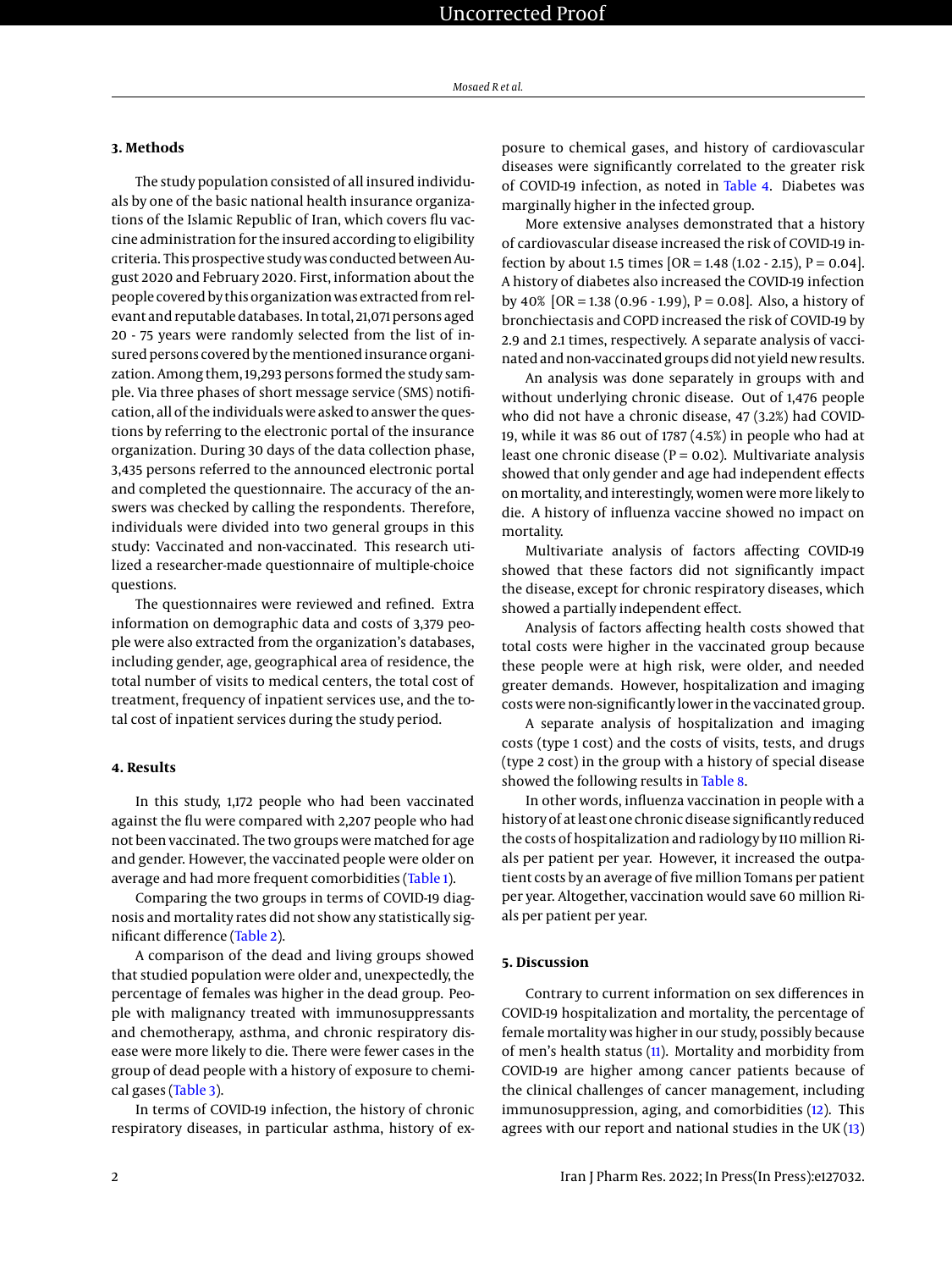## 3. Methods

The study population consisted of all insured individuals by one of the basic national health insurance organizations of the Islamic Republic of Iran, which covers flu vaccine administration for the insured according to eligibility criteria. This prospective study was conducted between August 2020 and February 2020. First, information about the people covered by this organization was extracted from relevant and reputable databases. In total, 21,071 persons aged 20 - 75 years were randomly selected from the list of insured persons covered by the mentioned insurance organization. Among them, 19,293 persons formed the study sample. Via three phases of short message service (SMS) notification, all of the individuals were asked to answer the questions by referring to the electronic portal of the insurance organization. During 30 days of the data collection phase, 3,435 persons referred to the announced electronic portal and completed the questionnaire. The accuracy of the answers was checked by calling the respondents. Therefore, individuals were divided into two general groups in this study: Vaccinated and non-vaccinated. This research utilized a researcher-made questionnaire of multiple-choice questions.

The questionnaires were reviewed and refined. Extra information on demographic data and costs of 3,379 people were also extracted from the organization's databases, including gender, age, geographical area of residence, the total number of visits to medical centers, the total cost of treatment, frequency of inpatient services use, and the total cost of inpatient services during the study period.

## 4. Results

In this study, 1,172 people who had been vaccinated against the flu were compared with 2,207 people who had not been vaccinated. The two groups were matched for age and gender. However, the vaccinated people were older on average and had more frequent comorbidities (Table 1).

Comparing the two groups in terms of COVID-19 diagnosis and mortality rates did not show any statistically significant difference (Table 2).

A comparison of the dead and living groups showed that studied population were older and, unexpectedly, the percentage of females was higher in the dead group. People with malignancy treated with immunosuppressants and chemotherapy, asthma, and chronic respiratory disease were more likely to die. There were fewer cases in the group of dead people with a history of exposure to chemical gases (Table 3).

In terms of COVID-19 infection, the history of chronic respiratory diseases, in particular asthma, history of exposure to chemical gases, and history of cardiovascular diseases were significantly correlated to the greater risk of COVID-19 infection, as noted in Table 4. Diabetes was marginally higher in the infected group.

More extensive analyses demonstrated that a history of cardiovascular disease increased the risk of COVID-19 infection by about 1.5 times [OR = 1.48 (1.02 - 2.15), P = 0.04]. A history of diabetes also increased the COVID-19 infection by 40% [OR = 1.38 (0.96 - 1.99), P = 0.08]. Also, a history of bronchiectasis and COPD increased the risk of COVID-19 by 2.9 and 2.1 times, respectively. A separate analysis of vaccinated and non-vaccinated groups did not yield new results.

An analysis was done separately in groups with and without underlying chronic disease. Out of 1,476 people who did not have a chronic disease, 47 (3.2%) had COVID-19, while it was 86 out of 1787 (4.5%) in people who had at least one chronic disease (P = 0.02). Multivariate analysis showed that only gender and age had independent effects on mortality, and interestingly, women were more likely to die. A history of influenza vaccine showed no impact on mortality.

Multivariate analysis of factors affecting COVID-19 showed that these factors did not significantly impact the disease, except for chronic respiratory diseases, which showed a partially independent effect.

Analysis of factors affecting health costs showed that total costs were higher in the vaccinated group because these people were at high risk, were older, and needed greater demands. However, hospitalization and imaging costs were non-significantly lower in the vaccinated group.

A separate analysis of hospitalization and imaging costs (type 1 cost) and the costs of visits, tests, and drugs (type 2 cost) in the group with a history of special disease showed the following results in Table 8.

In other words, influenza vaccination in people with a history of at least one chronic disease significantly reduced the costs of hospitalization and radiology by 110 million Rials per patient per year. However, it increased the outpatient costs by an average of five million Tomans per patient per year. Altogether, vaccination would save 60 million Rials per patient per year.

## 5. Discussion

Contrary to current information on sex differences in COVID-19 hospitalization and mortality, the percentage of female mortality was higher in our study, possibly because of men's health status (11). Mortality and morbidity from COVID-19 are higher among cancer patients because of the clinical challenges of cancer management, including immunosuppression, aging, and comorbidities (12). This agrees with our report and national studies in the UK (13)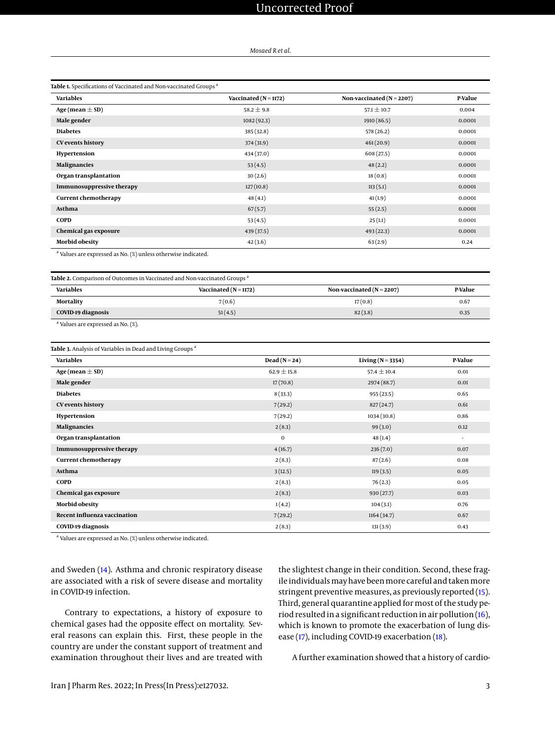**Table 1.** Specifications of Vaccinated and Non-vaccinated Groups [a]

| Variables | Vaccinated (N = 1172) | Non-vaccinated (N = 2207) | P-Value |
|---|---|---|---|
| **Age (mean ± SD)** | 58.2 ± 9.8 | 57.1 ± 10.7 | 0.004 |
| **Male gender** | 1082 (92.3) | 1910 (86.5) | 0.0001 |
| **Diabetes** | 385 (32.8) | 578 (26.2) | 0.0001 |
| **CV events history** | 374 (31.9) | 461 (20.9) | 0.0001 |
| **Hypertension** | 434 (37.0) | 608 (27.5) | 0.0001 |
| **Malignancies** | 53 (4.5) | 48 (2.2) | 0.0001 |
| **Organ transplantation** | 30 (2.6) | 18 (0.8) | 0.0001 |
| **Immunosuppressive therapy** | 127 (10.8) | 113 (5.1) | 0.0001 |
| **Current chemotherapy** | 48 (4.1) | 41 (1.9) | 0.0001 |
| **Asthma** | 67 (5.7) | 55 (2.5) | 0.0001 |
| **COPD** | 53 (4.5) | 25 (1.1) | 0.0001 |
| **Chemical gas exposure** | 439 (37.5) | 493 (22.3) | 0.0001 |
| **Morbid obesity** | 42 (3.6) | 63 (2.9) | 0.24 |

[a] Values are expressed as No. (%) unless otherwise indicated.

**Table 2.** Comparison of Outcomes in Vaccinated and Non-vaccinated Groups [a]

| Variables | Vaccinated (N = 1172) | Non-vaccinated (N = 2207) | P-Value |
|---|---|---|---|
| **Mortality** | 7 (0.6) | 17 (0.8) | 0.67 |
| **COVID-19 diagnosis** | 51 (4.5) | 82 (3.8) | 0.35 |

[a] Values are expressed as No. (%).

**Table 3.** Analysis of Variables in Dead and Living Groups [a]

| Variables | Dead (N = 24) | Living (N = 3354) | P-Value |
|---|---|---|---|
| **Age (mean ± SD)** | 62.9 ± 15.8 | 57.4 ± 10.4 | 0.01 |
| **Male gender** | 17 (70.8) | 2974 (88.7) | 0.01 |
| **Diabetes** | 8 (33.3) | 955 (23.5) | 0.65 |
| **CV events history** | 7 (29.2) | 827 (24.7) | 0.61 |
| **Hypertension** | 7 (29.2) | 1034 (30.8) | 0.86 |
| **Malignancies** | 2 (8.3) | 99 (3.0) | 0.12 |
| **Organ transplantation** | 0 | 48 (1.4) | - |
| **Immunosuppressive therapy** | 4 (16.7) | 236 (7.0) | 0.07 |
| **Current chemotherapy** | 2 (8.3) | 87 (2.6) | 0.08 |
| **Asthma** | 3 (12.5) | 119 (3.5) | 0.05 |
| **COPD** | 2 (8.3) | 76 (2.3) | 0.05 |
| **Chemical gas exposure** | 2 (8.3) | 930 (27.7) | 0.03 |
| **Morbid obesity** | 1 (4.2) | 104 (3.1) | 0.76 |
| **Recent influenza vaccination** | 7 (29.2) | 1164 (34.7) | 0.67 |
| **COVID-19 diagnosis** | 2 (8.3) | 131 (3.9) | 0.43 |

[a] Values are expressed as No. (%) unless otherwise indicated.

and Sweden (14). Asthma and chronic respiratory disease are associated with a risk of severe disease and mortality in COVID-19 infection.

Contrary to expectations, a history of exposure to chemical gases had the opposite effect on mortality. Several reasons can explain this. First, these people in the country are under the constant support of treatment and examination throughout their lives and are treated with the slightest change in their condition. Second, these fragile individuals may have been more careful and taken more stringent preventive measures, as previously reported (15). Third, general quarantine applied for most of the study period resulted in a significant reduction in air pollution (16), which is known to promote the exacerbation of lung disease (17), including COVID-19 exacerbation (18).

A further examination showed that a history of cardio-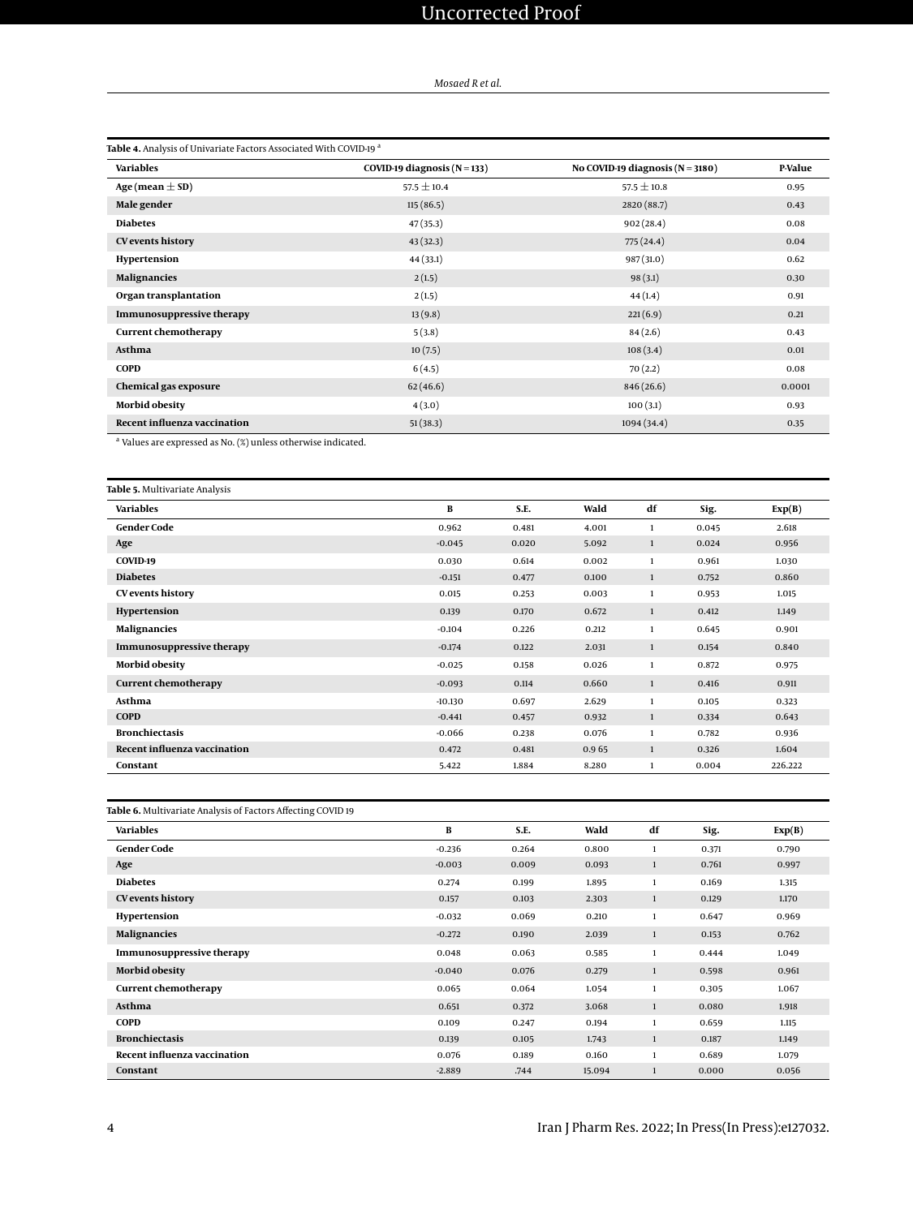**Table 4.** Analysis of Univariate Factors Associated With COVID-19 [a]

| Variables | COVID-19 diagnosis (N = 133) | No COVID-19 diagnosis (N = 3180) | P-Value |
|---|---|---|---|
| Age (mean ± SD) | 57.5 ± 10.4 | 57.5 ± 10.8 | 0.95 |
| Male gender | 115 (86.5) | 2820 (88.7) | 0.43 |
| Diabetes | 47 (35.3) | 902 (28.4) | 0.08 |
| CV events history | 43 (32.3) | 775 (24.4) | 0.04 |
| Hypertension | 44 (33.1) | 987 (31.0) | 0.62 |
| Malignancies | 2 (1.5) | 98 (3.1) | 0.30 |
| Organ transplantation | 2 (1.5) | 44 (1.4) | 0.91 |
| Immunosuppressive therapy | 13 (9.8) | 221 (6.9) | 0.21 |
| Current chemotherapy | 5 (3.8) | 84 (2.6) | 0.43 |
| Asthma | 10 (7.5) | 108 (3.4) | 0.01 |
| COPD | 6 (4.5) | 70 (2.2) | 0.08 |
| Chemical gas exposure | 62 (46.6) | 846 (26.6) | 0.0001 |
| Morbid obesity | 4 (3.0) | 100 (3.1) | 0.93 |
| Recent influenza vaccination | 51 (38.3) | 1094 (34.4) | 0.35 |

[a] Values are expressed as No. (%) unless otherwise indicated.

**Table 5.** Multivariate Analysis

| Variables | B | S.E. | Wald | df | Sig. | Exp(B) |
|---|---|---|---|---|---|---|
| Gender Code | 0.962 | 0.481 | 4.001 | 1 | 0.045 | 2.618 |
| Age | -0.045 | 0.020 | 5.092 | 1 | 0.024 | 0.956 |
| COVID-19 | 0.030 | 0.614 | 0.002 | 1 | 0.961 | 1.030 |
| Diabetes | -0.151 | 0.477 | 0.100 | 1 | 0.752 | 0.860 |
| CV events history | 0.015 | 0.253 | 0.003 | 1 | 0.953 | 1.015 |
| Hypertension | 0.139 | 0.170 | 0.672 | 1 | 0.412 | 1.149 |
| Malignancies | -0.104 | 0.226 | 0.212 | 1 | 0.645 | 0.901 |
| Immunosuppressive therapy | -0.174 | 0.122 | 2.031 | 1 | 0.154 | 0.840 |
| Morbid obesity | -0.025 | 0.158 | 0.026 | 1 | 0.872 | 0.975 |
| Current chemotherapy | -0.093 | 0.114 | 0.660 | 1 | 0.416 | 0.911 |
| Asthma | -10.130 | 0.697 | 2.629 | 1 | 0.105 | 0.323 |
| COPD | -0.441 | 0.457 | 0.932 | 1 | 0.334 | 0.643 |
| Bronchiectasis | -0.066 | 0.238 | 0.076 | 1 | 0.782 | 0.936 |
| Recent influenza vaccination | 0.472 | 0.481 | 0.9 65 | 1 | 0.326 | 1.604 |
| Constant | 5.422 | 1.884 | 8.280 | 1 | 0.004 | 226.222 |

**Table 6.** Multivariate Analysis of Factors Affecting COVID 19

| Variables | B | S.E. | Wald | df | Sig. | Exp(B) |
|---|---|---|---|---|---|---|
| Gender Code | -0.236 | 0.264 | 0.800 | 1 | 0.371 | 0.790 |
| Age | -0.003 | 0.009 | 0.093 | 1 | 0.761 | 0.997 |
| Diabetes | 0.274 | 0.199 | 1.895 | 1 | 0.169 | 1.315 |
| CV events history | 0.157 | 0.103 | 2.303 | 1 | 0.129 | 1.170 |
| Hypertension | -0.032 | 0.069 | 0.210 | 1 | 0.647 | 0.969 |
| Malignancies | -0.272 | 0.190 | 2.039 | 1 | 0.153 | 0.762 |
| Immunosuppressive therapy | 0.048 | 0.063 | 0.585 | 1 | 0.444 | 1.049 |
| Morbid obesity | -0.040 | 0.076 | 0.279 | 1 | 0.598 | 0.961 |
| Current chemotherapy | 0.065 | 0.064 | 1.054 | 1 | 0.305 | 1.067 |
| Asthma | 0.651 | 0.372 | 3.068 | 1 | 0.080 | 1.918 |
| COPD | 0.109 | 0.247 | 0.194 | 1 | 0.659 | 1.115 |
| Bronchiectasis | 0.139 | 0.105 | 1.743 | 1 | 0.187 | 1.149 |
| Recent influenza vaccination | 0.076 | 0.189 | 0.160 | 1 | 0.689 | 1.079 |
| Constant | -2.889 | .744 | 15.094 | 1 | 0.000 | 0.056 |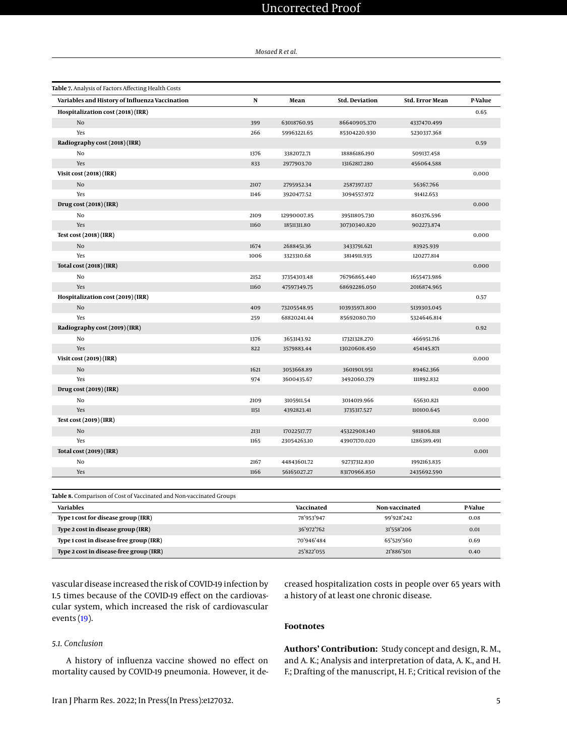**Table 7.** Analysis of Factors Affecting Health Costs

| Variables and History of Influenza Vaccination | N | Mean | Std. Deviation | Std. Error Mean | P-Value |
|---|---|---|---|---|---|
| **Hospitalization cost (2018) (IRR)** | | | | | 0.65 |
| No | 399 | 63018760.95 | 86640905.370 | 4337470.499 | |
| Yes | 266 | 59963221.65 | 85304220.930 | 5230337.368 | |
| **Radiography cost (2018) (IRR)** | | | | | 0.59 |
| No | 1376 | 3382072.71 | 18886186.190 | 509137.458 | |
| Yes | 833 | 2977903.70 | 13162817.280 | 456064.588 | |
| **Visit cost (2018) (IRR)** | | | | | 0.000 |
| No | 2107 | 2795952.34 | 2587397.137 | 56367.766 | |
| Yes | 1146 | 3920477.52 | 3094557.972 | 91412.653 | |
| **Drug cost (2018) (IRR)** | | | | | 0.000 |
| No | 2109 | 12990007.85 | 39511805.730 | 860376.596 | |
| Yes | 1160 | 18511311.80 | 30730340.820 | 902273.874 | |
| **Test cost (2018) (IRR)** | | | | | 0.000 |
| No | 1674 | 2688451.36 | 3433791.621 | 83925.939 | |
| Yes | 1006 | 3323310.68 | 3814911.935 | 120277.814 | |
| **Total cost (2018) (IRR)** | | | | | 0.000 |
| No | 2152 | 37354303.48 | 76796865.440 | 1655473.986 | |
| Yes | 1160 | 47597349.75 | 68692286.050 | 2016874.965 | |
| **Hospitalization cost (2019) (IRR)** | | | | | 0.57 |
| No | 409 | 73205548.95 | 103935971.800 | 5139303.045 | |
| Yes | 259 | 68820241.44 | 85692080.710 | 5324646.814 | |
| **Radiography cost (2019) (IRR)** | | | | | 0.92 |
| No | 1376 | 3653143.92 | 17321328.270 | 466951.716 | |
| Yes | 822 | 3579883.44 | 13020608.450 | 454145.871 | |
| **Visit cost (2019) (IRR)** | | | | | 0.000 |
| No | 1621 | 3053668.89 | 3601901.951 | 89462.366 | |
| Yes | 974 | 3600435.67 | 3492060.379 | 111892.832 | |
| **Drug cost (2019) (IRR)** | | | | | 0.000 |
| No | 2109 | 3105911.54 | 3014019.966 | 65630.821 | |
| Yes | 1151 | 4392823.41 | 3735317.527 | 110100.645 | |
| **Test cost (2019) (IRR)** | | | | | 0.000 |
| No | 2131 | 17022517.77 | 45322908.140 | 981806.818 | |
| Yes | 1165 | 23054263.10 | 43907170.020 | 1286389.491 | |
| **Total cost (2019) (IRR)** | | | | | 0.001 |
| No | 2167 | 44843601.72 | 92737312.830 | 1992163.835 | |
| Yes | 1166 | 56165027.27 | 83170966.850 | 2435692.590 | |

**Table 8.** Comparison of Cost of Vaccinated and Non-vaccinated Groups

| Variables | Vaccinated | Non-vaccinated | P-Value |
|---|---|---|---|
| **Type 1 cost for disease group (IRR)** | 78'953'947 | 99'928'242 | 0.08 |
| **Type 2 cost in disease group (IRR)** | 36'972'762 | 31'558'206 | 0.01 |
| **Type 1 cost in disease-free group (IRR)** | 70'946'484 | 65'529'560 | 0.69 |
| **Type 2 cost in disease-free group (IRR)** | 25'822'055 | 21'886'501 | 0.40 |

vascular disease increased the risk of COVID-19 infection by 1.5 times because of the COVID-19 effect on the cardiovascular system, which increased the risk of cardiovascular events (19).

### 5.1. Conclusion

A history of influenza vaccine showed no effect on mortality caused by COVID-19 pneumonia. However, it decreased hospitalization costs in people over 65 years with a history of at least one chronic disease.

## Footnotes

**Authors' Contribution:** Study concept and design, R. M., and A. K.; Analysis and interpretation of data, A. K., and H. F.; Drafting of the manuscript, H. F.; Critical revision of the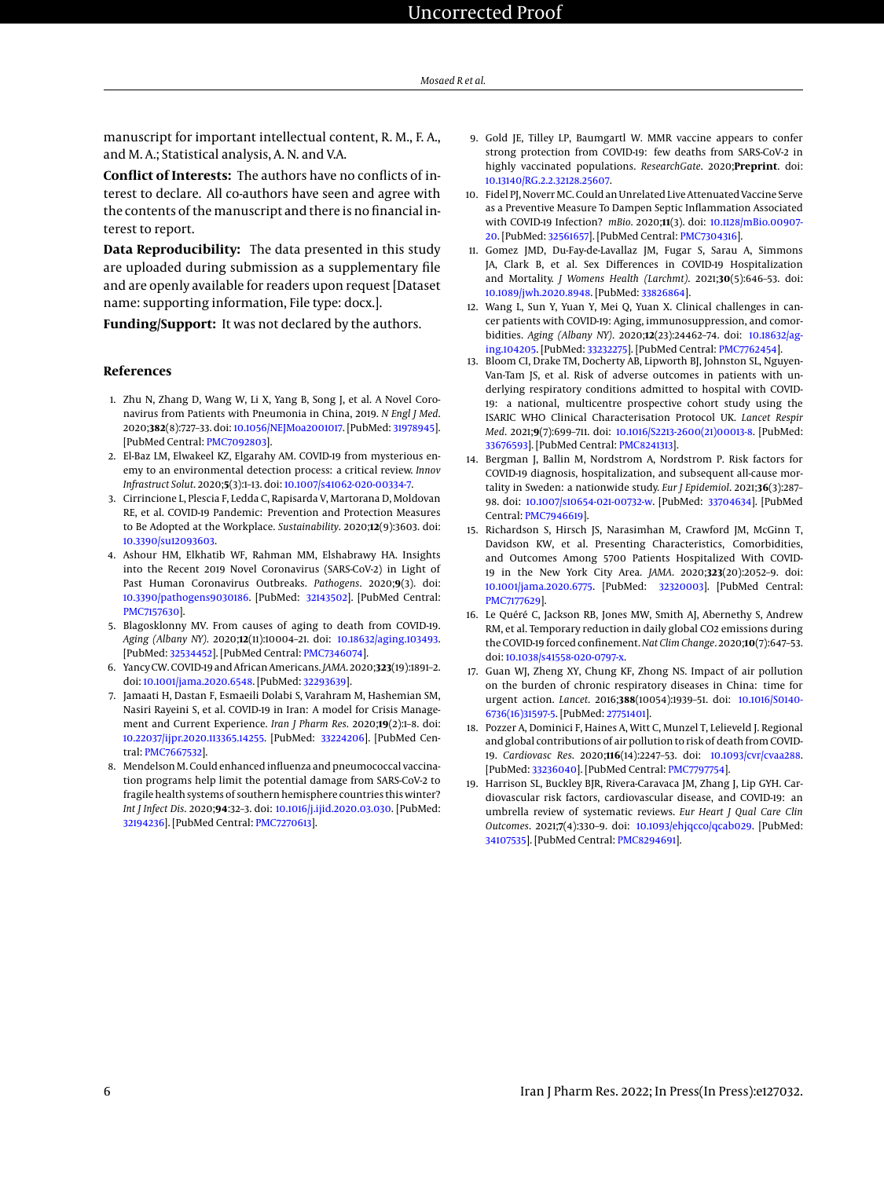manuscript for important intellectual content, R. M., F. A., and M. A.; Statistical analysis, A. N. and V.A.

**Conflict of Interests:** The authors have no conflicts of interest to declare. All co-authors have seen and agree with the contents of the manuscript and there is no financial interest to report.

**Data Reproducibility:** The data presented in this study are uploaded during submission as a supplementary file and are openly available for readers upon request [Dataset name: supporting information, File type: docx.].

**Funding/Support:** It was not declared by the authors.

## References

1. Zhu N, Zhang D, Wang W, Li X, Yang B, Song J, et al. A Novel Coronavirus from Patients with Pneumonia in China, 2019. *N Engl J Med*. 2020;**382**(8):727–33. doi: 10.1056/NEJMoa2001017. [PubMed: 31978945]. [PubMed Central: PMC7092803].
2. El-Baz LM, Elwakeel KZ, Elgarahy AM. COVID-19 from mysterious enemy to an environmental detection process: a critical review. *Innov Infrastruct Solut*. 2020;**5**(3):1–13. doi: 10.1007/s41062-020-00334-7.
3. Cirrincione L, Plescia F, Ledda C, Rapisarda V, Martorana D, Moldovan RE, et al. COVID-19 Pandemic: Prevention and Protection Measures to Be Adopted at the Workplace. *Sustainability*. 2020;**12**(9):3603. doi: 10.3390/su12093603.
4. Ashour HM, Elkhatib WF, Rahman MM, Elshabrawy HA. Insights into the Recent 2019 Novel Coronavirus (SARS-CoV-2) in Light of Past Human Coronavirus Outbreaks. *Pathogens*. 2020;**9**(3). doi: 10.3390/pathogens9030186. [PubMed: 32143502]. [PubMed Central: PMC7157630].
5. Blagosklonny MV. From causes of aging to death from COVID-19. *Aging (Albany NY)*. 2020;**12**(11):10004–21. doi: 10.18632/aging.103493. [PubMed: 32534452]. [PubMed Central: PMC7346074].
6. Yancy CW. COVID-19 and African Americans. *JAMA*. 2020;**323**(19):1891–2. doi: 10.1001/jama.2020.6548. [PubMed: 32293639].
7. Jamaati H, Dastan F, Esmaeili Dolabi S, Varahram M, Hashemian SM, Nasiri Rayeini S, et al. COVID-19 in Iran: A model for Crisis Management and Current Experience. *Iran J Pharm Res*. 2020;**19**(2):1–8. doi: 10.22037/ijpr.2020.113365.14255. [PubMed: 33224206]. [PubMed Central: PMC7667532].
8. Mendelson M. Could enhanced influenza and pneumococcal vaccination programs help limit the potential damage from SARS-CoV-2 to fragile health systems of southern hemisphere countries this winter? *Int J Infect Dis*. 2020;**94**:32–3. doi: 10.1016/j.ijid.2020.03.030. [PubMed: 32194236]. [PubMed Central: PMC7270613].
9. Gold JE, Tilley LP, Baumgartl W. MMR vaccine appears to confer strong protection from COVID-19: few deaths from SARS-CoV-2 in highly vaccinated populations. *ResearchGate*. 2020;**Preprint**. doi: 10.13140/RG.2.2.32128.25607.
10. Fidel PJ, Noverr MC. Could an Unrelated Live Attenuated Vaccine Serve as a Preventive Measure To Dampen Septic Inflammation Associated with COVID-19 Infection? *mBio*. 2020;**11**(3). doi: 10.1128/mBio.00907-20. [PubMed: 32561657]. [PubMed Central: PMC7304316].
11. Gomez JMD, Du-Fay-de-Lavallaz JM, Fugar S, Sarau A, Simmons JA, Clark B, et al. Sex Differences in COVID-19 Hospitalization and Mortality. *J Womens Health (Larchmt)*. 2021;**30**(5):646–53. doi: 10.1089/jwh.2020.8948. [PubMed: 33826864].
12. Wang L, Sun Y, Yuan Y, Mei Q, Yuan X. Clinical challenges in cancer patients with COVID-19: Aging, immunosuppression, and comorbidities. *Aging (Albany NY)*. 2020;**12**(23):24462–74. doi: 10.18632/aging.104205. [PubMed: 33232275]. [PubMed Central: PMC7762454].
13. Bloom CI, Drake TM, Docherty AB, Lipworth BJ, Johnston SL, Nguyen-Van-Tam JS, et al. Risk of adverse outcomes in patients with underlying respiratory conditions admitted to hospital with COVID-19: a national, multicentre prospective cohort study using the ISARIC WHO Clinical Characterisation Protocol UK. *Lancet Respir Med*. 2021;**9**(7):699–711. doi: 10.1016/S2213-2600(21)00013-8. [PubMed: 33676593]. [PubMed Central: PMC8241313].
14. Bergman J, Ballin M, Nordstrom A, Nordstrom P. Risk factors for COVID-19 diagnosis, hospitalization, and subsequent all-cause mortality in Sweden: a nationwide study. *Eur J Epidemiol*. 2021;**36**(3):287–98. doi: 10.1007/s10654-021-00732-w. [PubMed: 33704634]. [PubMed Central: PMC7946619].
15. Richardson S, Hirsch JS, Narasimhan M, Crawford JM, McGinn T, Davidson KW, et al. Presenting Characteristics, Comorbidities, and Outcomes Among 5700 Patients Hospitalized With COVID-19 in the New York City Area. *JAMA*. 2020;**323**(20):2052–9. doi: 10.1001/jama.2020.6775. [PubMed: 32320003]. [PubMed Central: PMC7177629].
16. Le Quéré C, Jackson RB, Jones MW, Smith AJ, Abernethy S, Andrew RM, et al. Temporary reduction in daily global CO2 emissions during the COVID-19 forced confinement. *Nat Clim Change*. 2020;**10**(7):647–53. doi: 10.1038/s41558-020-0797-x.
17. Guan WJ, Zheng XY, Chung KF, Zhong NS. Impact of air pollution on the burden of chronic respiratory diseases in China: time for urgent action. *Lancet*. 2016;**388**(10054):1939–51. doi: 10.1016/S0140-6736(16)31597-5. [PubMed: 27751401].
18. Pozzer A, Dominici F, Haines A, Witt C, Munzel T, Lelieveld J. Regional and global contributions of air pollution to risk of death from COVID-19. *Cardiovasc Res*. 2020;**116**(14):2247–53. doi: 10.1093/cvr/cvaa288. [PubMed: 33236040]. [PubMed Central: PMC7797754].
19. Harrison SL, Buckley BJR, Rivera-Caravaca JM, Zhang J, Lip GYH. Cardiovascular risk factors, cardiovascular disease, and COVID-19: an umbrella review of systematic reviews. *Eur Heart J Qual Care Clin Outcomes*. 2021;**7**(4):330–9. doi: 10.1093/ehjqcco/qcab029. [PubMed: 34107535]. [PubMed Central: PMC8294691].